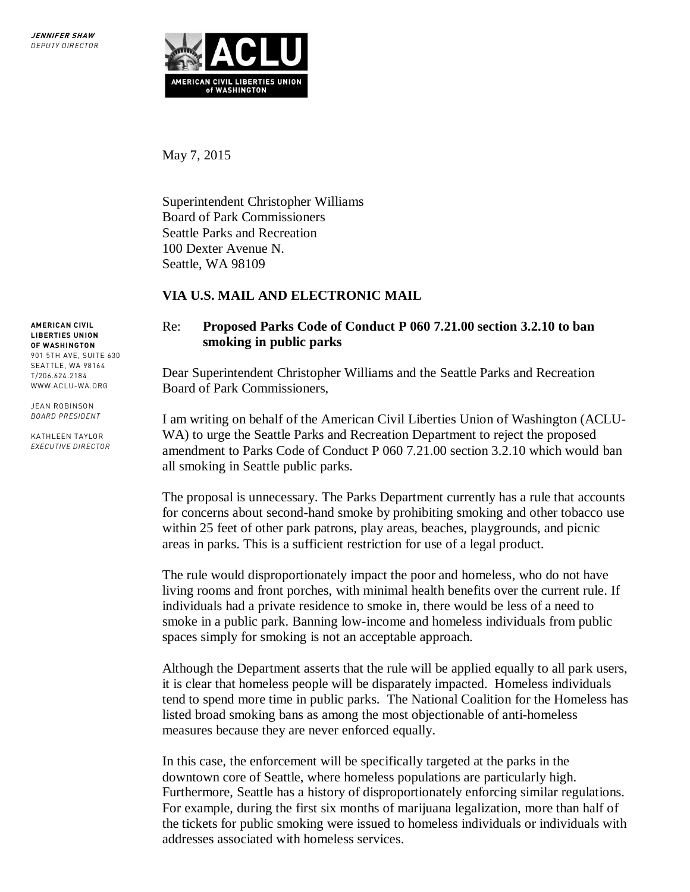**JENNIFER SHAW**
*DEPUTY DIRECTOR*

**ACLU**
**AMERICAN CIVIL LIBERTIES UNION of WASHINGTON**

**AMERICAN CIVIL LIBERTIES UNION OF WASHINGTON**
901 5TH AVE, SUITE 630
SEATTLE, WA 98164
T/206.624.2184
WWW.ACLU-WA.ORG

JEAN ROBINSON
*BOARD PRESIDENT*

KATHLEEN TAYLOR
*EXECUTIVE DIRECTOR*

May 7, 2015

Superintendent Christopher Williams
Board of Park Commissioners
Seattle Parks and Recreation
100 Dexter Avenue N.
Seattle, WA 98109

**VIA U.S. MAIL AND ELECTRONIC MAIL**

Re: **Proposed Parks Code of Conduct P 060 7.21.00 section 3.2.10 to ban smoking in public parks**

Dear Superintendent Christopher Williams and the Seattle Parks and Recreation Board of Park Commissioners,

I am writing on behalf of the American Civil Liberties Union of Washington (ACLU-WA) to urge the Seattle Parks and Recreation Department to reject the proposed amendment to Parks Code of Conduct P 060 7.21.00 section 3.2.10 which would ban all smoking in Seattle public parks.

The proposal is unnecessary. The Parks Department currently has a rule that accounts for concerns about second-hand smoke by prohibiting smoking and other tobacco use within 25 feet of other park patrons, play areas, beaches, playgrounds, and picnic areas in parks. This is a sufficient restriction for use of a legal product.

The rule would disproportionately impact the poor and homeless, who do not have living rooms and front porches, with minimal health benefits over the current rule. If individuals had a private residence to smoke in, there would be less of a need to smoke in a public park. Banning low-income and homeless individuals from public spaces simply for smoking is not an acceptable approach.

Although the Department asserts that the rule will be applied equally to all park users, it is clear that homeless people will be disparately impacted. Homeless individuals tend to spend more time in public parks. The National Coalition for the Homeless has listed broad smoking bans as among the most objectionable of anti-homeless measures because they are never enforced equally.

In this case, the enforcement will be specifically targeted at the parks in the downtown core of Seattle, where homeless populations are particularly high. Furthermore, Seattle has a history of disproportionately enforcing similar regulations. For example, during the first six months of marijuana legalization, more than half of the tickets for public smoking were issued to homeless individuals or individuals with addresses associated with homeless services.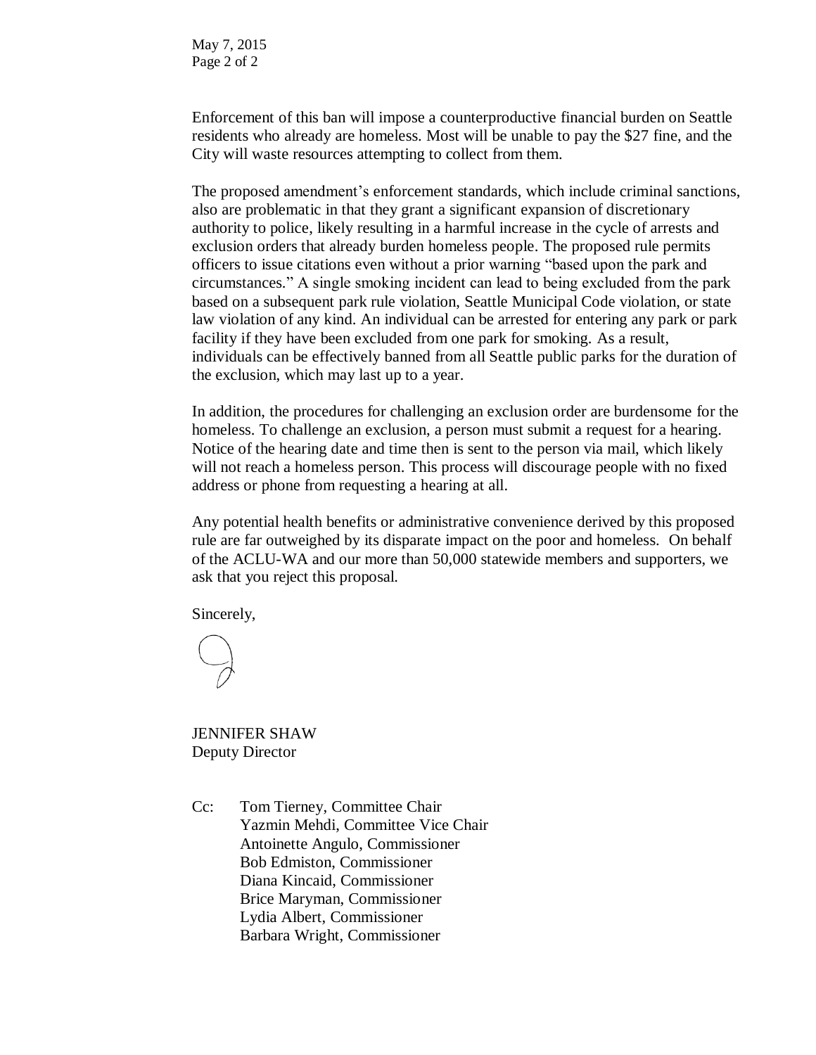Enforcement of this ban will impose a counterproductive financial burden on Seattle residents who already are homeless. Most will be unable to pay the $27 fine, and the City will waste resources attempting to collect from them.

The proposed amendment's enforcement standards, which include criminal sanctions, also are problematic in that they grant a significant expansion of discretionary authority to police, likely resulting in a harmful increase in the cycle of arrests and exclusion orders that already burden homeless people. The proposed rule permits officers to issue citations even without a prior warning "based upon the park and circumstances." A single smoking incident can lead to being excluded from the park based on a subsequent park rule violation, Seattle Municipal Code violation, or state law violation of any kind. An individual can be arrested for entering any park or park facility if they have been excluded from one park for smoking. As a result, individuals can be effectively banned from all Seattle public parks for the duration of the exclusion, which may last up to a year.

In addition, the procedures for challenging an exclusion order are burdensome for the homeless. To challenge an exclusion, a person must submit a request for a hearing. Notice of the hearing date and time then is sent to the person via mail, which likely will not reach a homeless person. This process will discourage people with no fixed address or phone from requesting a hearing at all.

Any potential health benefits or administrative convenience derived by this proposed rule are far outweighed by its disparate impact on the poor and homeless. On behalf of the ACLU-WA and our more than 50,000 statewide members and supporters, we ask that you reject this proposal.

Sincerely,

JENNIFER SHAW
Deputy Director

Cc: Tom Tierney, Committee Chair
Yazmin Mehdi, Committee Vice Chair
Antoinette Angulo, Commissioner
Bob Edmiston, Commissioner
Diana Kincaid, Commissioner
Brice Maryman, Commissioner
Lydia Albert, Commissioner
Barbara Wright, Commissioner